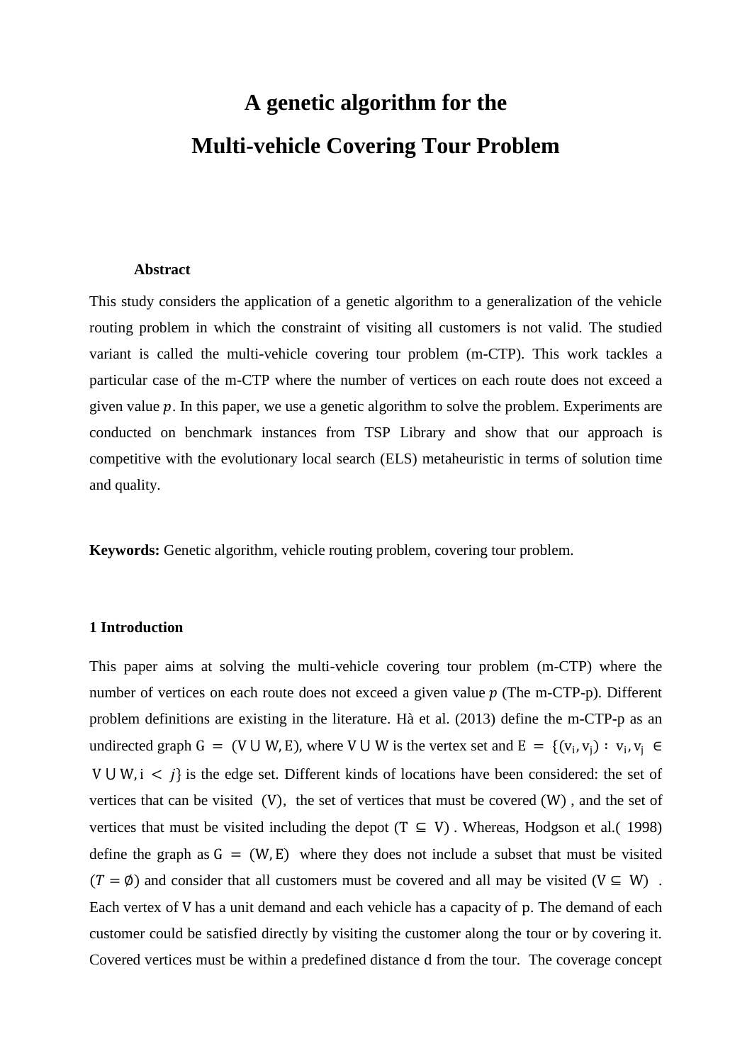# A genetic algorithm for the Multi-vehicle Covering Tour Problem

**Abstract**

This study considers the application of a genetic algorithm to a generalization of the vehicle routing problem in which the constraint of visiting all customers is not valid. The studied variant is called the multi-vehicle covering tour problem (m-CTP). This work tackles a particular case of the m-CTP where the number of vertices on each route does not exceed a given value $p$. In this paper, we use a genetic algorithm to solve the problem. Experiments are conducted on benchmark instances from TSP Library and show that our approach is competitive with the evolutionary local search (ELS) metaheuristic in terms of solution time and quality.

**Keywords:** Genetic algorithm, vehicle routing problem, covering tour problem.

## 1 Introduction

This paper aims at solving the multi-vehicle covering tour problem (m-CTP) where the number of vertices on each route does not exceed a given value $p$ (The m-CTP-p). Different problem definitions are existing in the literature. Hà et al. (2013) define the m-CTP-p as an undirected graph $G = (V \cup W, E)$, where $V \cup W$ is the vertex set and $E = \{(v_i, v_j) : v_i, v_j \in V \cup W, i < j\}$ is the edge set. Different kinds of locations have been considered: the set of vertices that can be visited $(V)$, the set of vertices that must be covered $(W)$, and the set of vertices that must be visited including the depot $(T \subseteq V)$. Whereas, Hodgson et al.( 1998) define the graph as $G = (W, E)$ where they does not include a subset that must be visited $(T = \emptyset)$ and consider that all customers must be covered and all may be visited $(V \subseteq W)$. Each vertex of $V$ has a unit demand and each vehicle has a capacity of p. The demand of each customer could be satisfied directly by visiting the customer along the tour or by covering it. Covered vertices must be within a predefined distance d from the tour. The coverage concept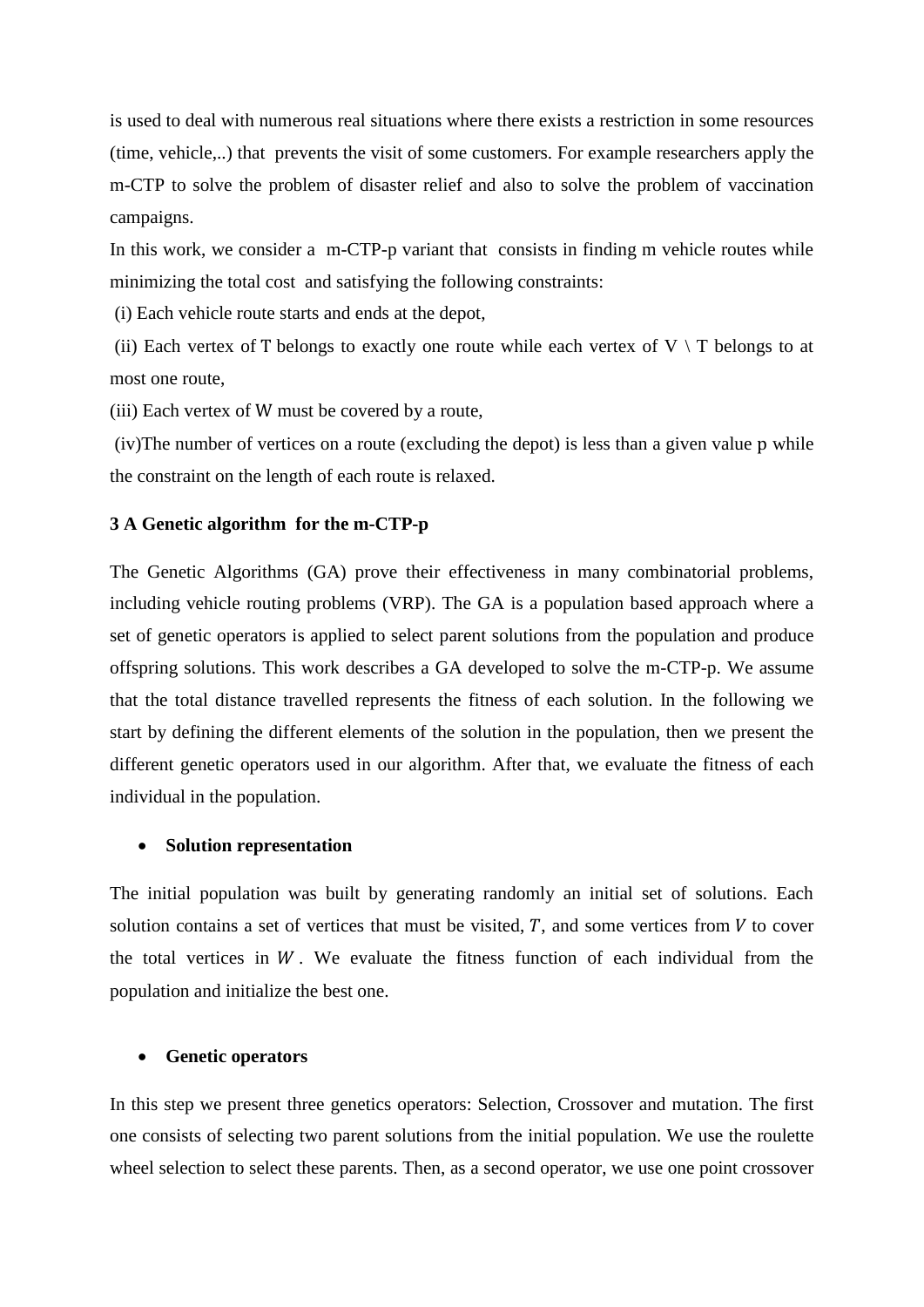is used to deal with numerous real situations where there exists a restriction in some resources (time, vehicle,..) that prevents the visit of some customers. For example researchers apply the m-CTP to solve the problem of disaster relief and also to solve the problem of vaccination campaigns.

In this work, we consider a m-CTP-p variant that consists in finding m vehicle routes while minimizing the total cost and satisfying the following constraints:

(i) Each vehicle route starts and ends at the depot,

(ii) Each vertex of T belongs to exactly one route while each vertex of V \ T belongs to at most one route,

(iii) Each vertex of W must be covered by a route,

(iv)The number of vertices on a route (excluding the depot) is less than a given value p while the constraint on the length of each route is relaxed.

### 3 A Genetic algorithm for the m-CTP-p

The Genetic Algorithms (GA) prove their effectiveness in many combinatorial problems, including vehicle routing problems (VRP). The GA is a population based approach where a set of genetic operators is applied to select parent solutions from the population and produce offspring solutions. This work describes a GA developed to solve the m-CTP-p. We assume that the total distance travelled represents the fitness of each solution. In the following we start by defining the different elements of the solution in the population, then we present the different genetic operators used in our algorithm. After that, we evaluate the fitness of each individual in the population.

- **Solution representation**

The initial population was built by generating randomly an initial set of solutions. Each solution contains a set of vertices that must be visited, $T$, and some vertices from $V$ to cover the total vertices in $W$. We evaluate the fitness function of each individual from the population and initialize the best one.

- **Genetic operators**

In this step we present three genetics operators: Selection, Crossover and mutation. The first one consists of selecting two parent solutions from the initial population. We use the roulette wheel selection to select these parents. Then, as a second operator, we use one point crossover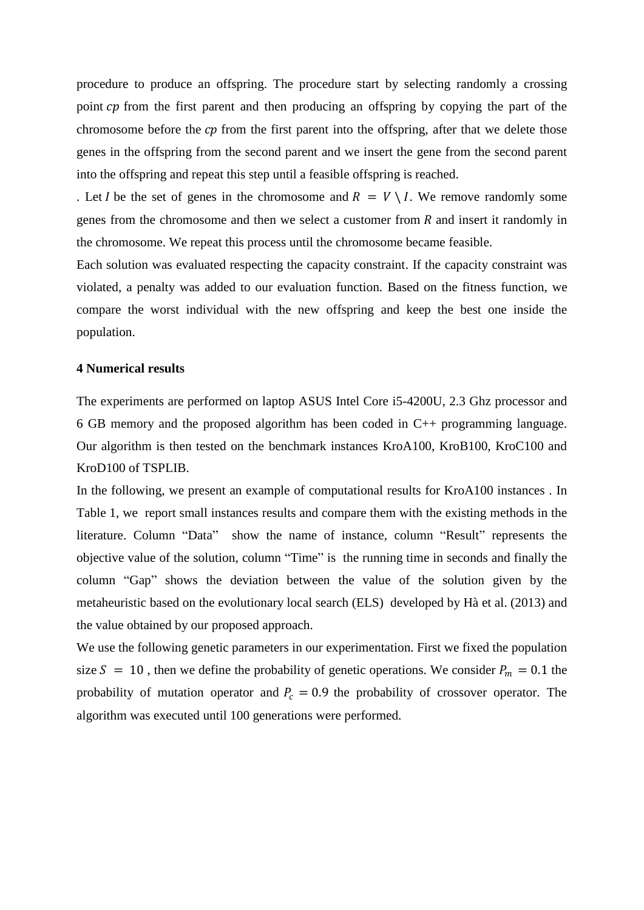procedure to produce an offspring. The procedure start by selecting randomly a crossing point *cp* from the first parent and then producing an offspring by copying the part of the chromosome before the *cp* from the first parent into the offspring, after that we delete those genes in the offspring from the second parent and we insert the gene from the second parent into the offspring and repeat this step until a feasible offspring is reached.

. Let $I$ be the set of genes in the chromosome and $R = V \setminus I$. We remove randomly some genes from the chromosome and then we select a customer from $R$ and insert it randomly in the chromosome. We repeat this process until the chromosome became feasible.

Each solution was evaluated respecting the capacity constraint. If the capacity constraint was violated, a penalty was added to our evaluation function. Based on the fitness function, we compare the worst individual with the new offspring and keep the best one inside the population.

**4 Numerical results**

The experiments are performed on laptop ASUS Intel Core i5-4200U, 2.3 Ghz processor and 6 GB memory and the proposed algorithm has been coded in C++ programming language. Our algorithm is then tested on the benchmark instances KroA100, KroB100, KroC100 and KroD100 of TSPLIB.

In the following, we present an example of computational results for KroA100 instances . In Table 1, we report small instances results and compare them with the existing methods in the literature. Column "Data" show the name of instance, column "Result" represents the objective value of the solution, column "Time" is the running time in seconds and finally the column "Gap" shows the deviation between the value of the solution given by the metaheuristic based on the evolutionary local search (ELS) developed by Hà et al. (2013) and the value obtained by our proposed approach.

We use the following genetic parameters in our experimentation. First we fixed the population size $S = 10$ , then we define the probability of genetic operations. We consider $P_m = 0.1$ the probability of mutation operator and $P_c = 0.9$ the probability of crossover operator. The algorithm was executed until 100 generations were performed.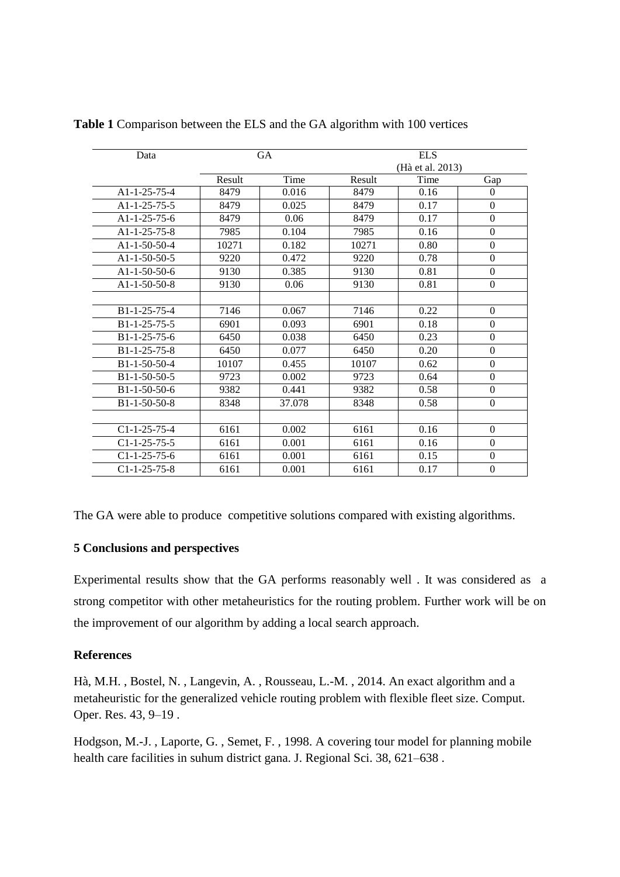**Table 1** Comparison between the ELS and the GA algorithm with 100 vertices

| Data | GA | | ELS (Hà et al. 2013) | | |
|---|---|---|---|---|---|
| | Result | Time | Result | Time | Gap |
| A1-1-25-75-4 | 8479 | 0.016 | 8479 | 0.16 | 0 |
| A1-1-25-75-5 | 8479 | 0.025 | 8479 | 0.17 | 0 |
| A1-1-25-75-6 | 8479 | 0.06 | 8479 | 0.17 | 0 |
| A1-1-25-75-8 | 7985 | 0.104 | 7985 | 0.16 | 0 |
| A1-1-50-50-4 | 10271 | 0.182 | 10271 | 0.80 | 0 |
| A1-1-50-50-5 | 9220 | 0.472 | 9220 | 0.78 | 0 |
| A1-1-50-50-6 | 9130 | 0.385 | 9130 | 0.81 | 0 |
| A1-1-50-50-8 | 9130 | 0.06 | 9130 | 0.81 | 0 |
| | | | | | |
| B1-1-25-75-4 | 7146 | 0.067 | 7146 | 0.22 | 0 |
| B1-1-25-75-5 | 6901 | 0.093 | 6901 | 0.18 | 0 |
| B1-1-25-75-6 | 6450 | 0.038 | 6450 | 0.23 | 0 |
| B1-1-25-75-8 | 6450 | 0.077 | 6450 | 0.20 | 0 |
| B1-1-50-50-4 | 10107 | 0.455 | 10107 | 0.62 | 0 |
| B1-1-50-50-5 | 9723 | 0.002 | 9723 | 0.64 | 0 |
| B1-1-50-50-6 | 9382 | 0.441 | 9382 | 0.58 | 0 |
| B1-1-50-50-8 | 8348 | 37.078 | 8348 | 0.58 | 0 |
| | | | | | |
| C1-1-25-75-4 | 6161 | 0.002 | 6161 | 0.16 | 0 |
| C1-1-25-75-5 | 6161 | 0.001 | 6161 | 0.16 | 0 |
| C1-1-25-75-6 | 6161 | 0.001 | 6161 | 0.15 | 0 |
| C1-1-25-75-8 | 6161 | 0.001 | 6161 | 0.17 | 0 |

The GA were able to produce competitive solutions compared with existing algorithms.

## 5 Conclusions and perspectives

Experimental results show that the GA performs reasonably well . It was considered as a strong competitor with other metaheuristics for the routing problem. Further work will be on the improvement of our algorithm by adding a local search approach.

## References

Hà, M.H. , Bostel, N. , Langevin, A. , Rousseau, L.-M. , 2014. An exact algorithm and a metaheuristic for the generalized vehicle routing problem with flexible fleet size. Comput. Oper. Res. 43, 9–19 .

Hodgson, M.-J. , Laporte, G. , Semet, F. , 1998. A covering tour model for planning mobile health care facilities in suhum district gana. J. Regional Sci. 38, 621–638 .